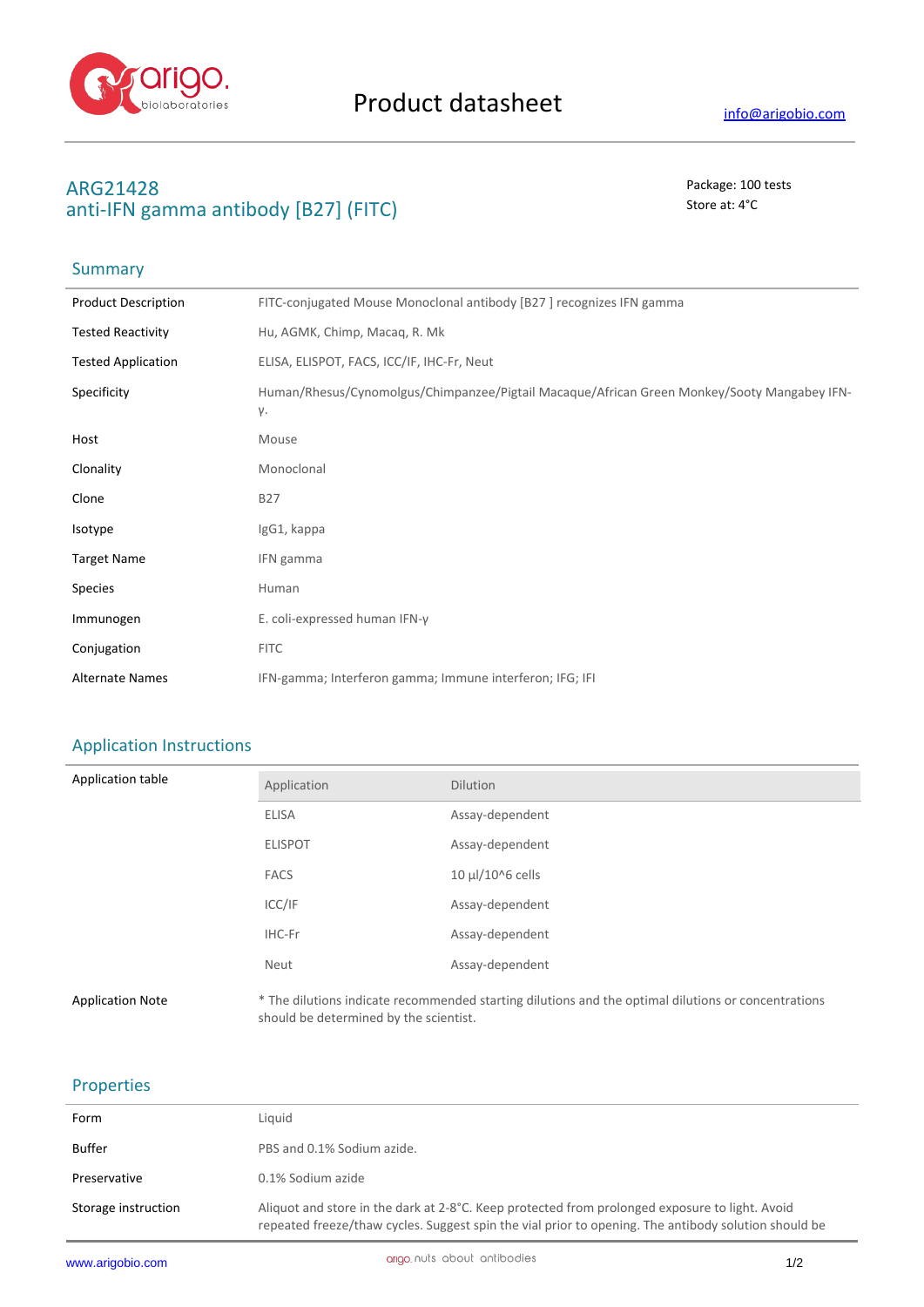# Product datasheet

info@arigobio.com

## ARG21428
## anti-IFN gamma antibody [B27] (FITC)

Package: 100 tests
Store at: 4°C

### Summary

| | |
|---|---|
| Product Description | FITC-conjugated Mouse Monoclonal antibody [B27 ] recognizes IFN gamma |
| Tested Reactivity | Hu, AGMK, Chimp, Macaq, R. Mk |
| Tested Application | ELISA, ELISPOT, FACS, ICC/IF, IHC-Fr, Neut |
| Specificity | Human/Rhesus/Cynomolgus/Chimpanzee/Pigtail Macaque/African Green Monkey/Sooty Mangabey IFN-γ. |
| Host | Mouse |
| Clonality | Monoclonal |
| Clone | B27 |
| Isotype | IgG1, kappa |
| Target Name | IFN gamma |
| Species | Human |
| Immunogen | E. coli-expressed human IFN-γ |
| Conjugation | FITC |
| Alternate Names | IFN-gamma; Interferon gamma; Immune interferon; IFG; IFI |

### Application Instructions

Application table

| Application | Dilution |
|---|---|
| ELISA | Assay-dependent |
| ELISPOT | Assay-dependent |
| FACS | 10 µl/10^6 cells |
| ICC/IF | Assay-dependent |
| IHC-Fr | Assay-dependent |
| Neut | Assay-dependent |

Application Note: * The dilutions indicate recommended starting dilutions and the optimal dilutions or concentrations should be determined by the scientist.

### Properties

| | |
|---|---|
| Form | Liquid |
| Buffer | PBS and 0.1% Sodium azide. |
| Preservative | 0.1% Sodium azide |
| Storage instruction | Aliquot and store in the dark at 2-8°C. Keep protected from prolonged exposure to light. Avoid repeated freeze/thaw cycles. Suggest spin the vial prior to opening. The antibody solution should be |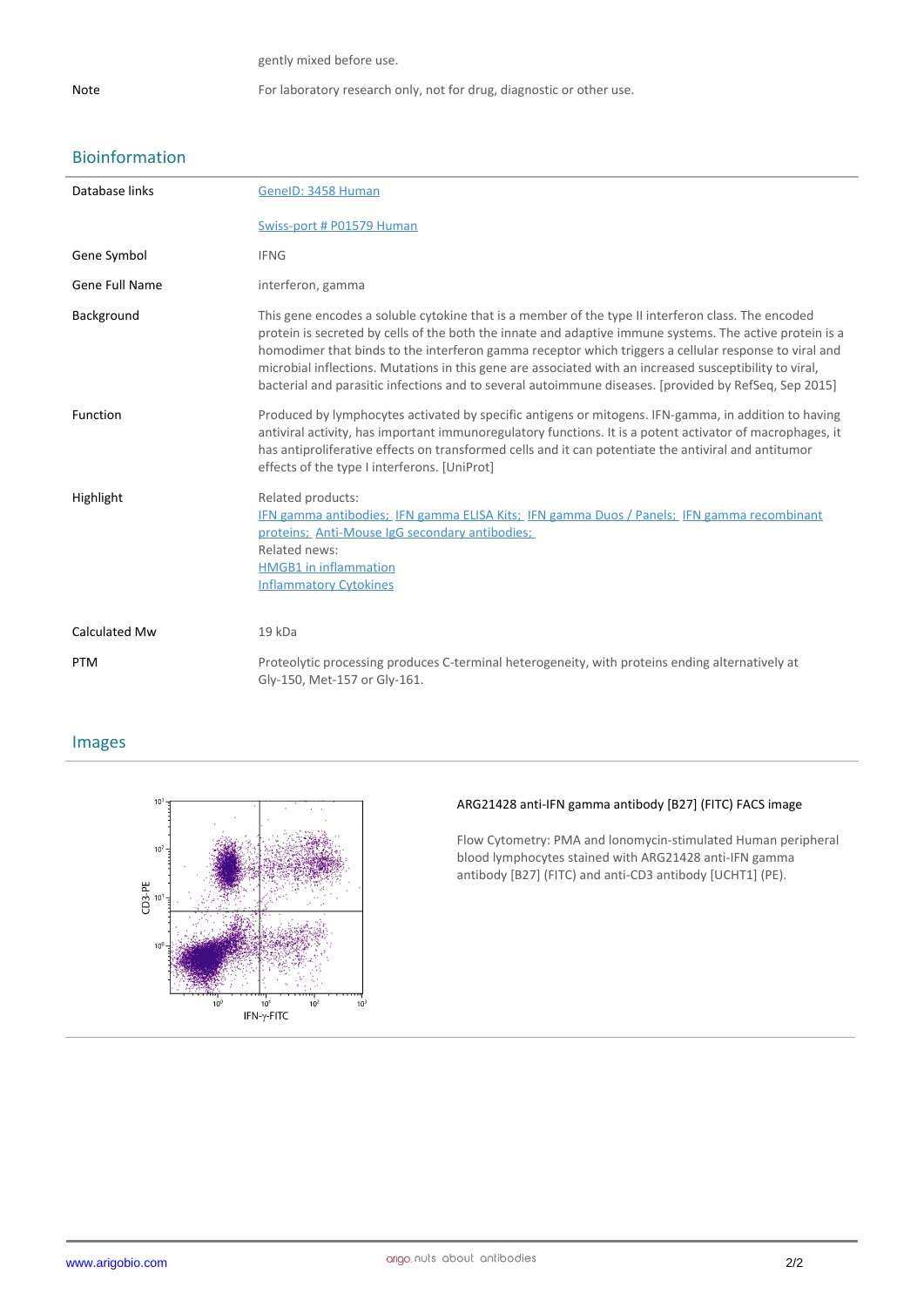| | |
|---|---|
| | gently mixed before use. |
| Note | For laboratory research only, not for drug, diagnostic or other use. |

## Bioinformation

| | |
|---|---|
| Database links | GeneID: 3458 Human<br><br>Swiss-port # P01579 Human |
| Gene Symbol | IFNG |
| Gene Full Name | interferon, gamma |
| Background | This gene encodes a soluble cytokine that is a member of the type II interferon class. The encoded protein is secreted by cells of the both the innate and adaptive immune systems. The active protein is a homodimer that binds to the interferon gamma receptor which triggers a cellular response to viral and microbial infections. Mutations in this gene are associated with an increased susceptibility to viral, bacterial and parasitic infections and to several autoimmune diseases. [provided by RefSeq, Sep 2015] |
| Function | Produced by lymphocytes activated by specific antigens or mitogens. IFN-gamma, in addition to having antiviral activity, has important immunoregulatory functions. It is a potent activator of macrophages, it has antiproliferative effects on transformed cells and it can potentiate the antiviral and antitumor effects of the type I interferons. [UniProt] |
| Highlight | Related products:<br>IFN gamma antibodies; IFN gamma ELISA Kits; IFN gamma Duos / Panels; IFN gamma recombinant proteins; Anti-Mouse IgG secondary antibodies;<br>Related news:<br>HMGB1 in inflammation<br>Inflammatory Cytokines |
| Calculated Mw | 19 kDa |
| PTM | Proteolytic processing produces C-terminal heterogeneity, with proteins ending alternatively at Gly-150, Met-157 or Gly-161. |

## Images

CD3-PE

IFN-γ-FITC

**ARG21428 anti-IFN gamma antibody [B27] (FITC) FACS image**

Flow Cytometry: PMA and Ionomycin-stimulated Human peripheral blood lymphocytes stained with ARG21428 anti-IFN gamma antibody [B27] (FITC) and anti-CD3 antibody [UCHT1] (PE).